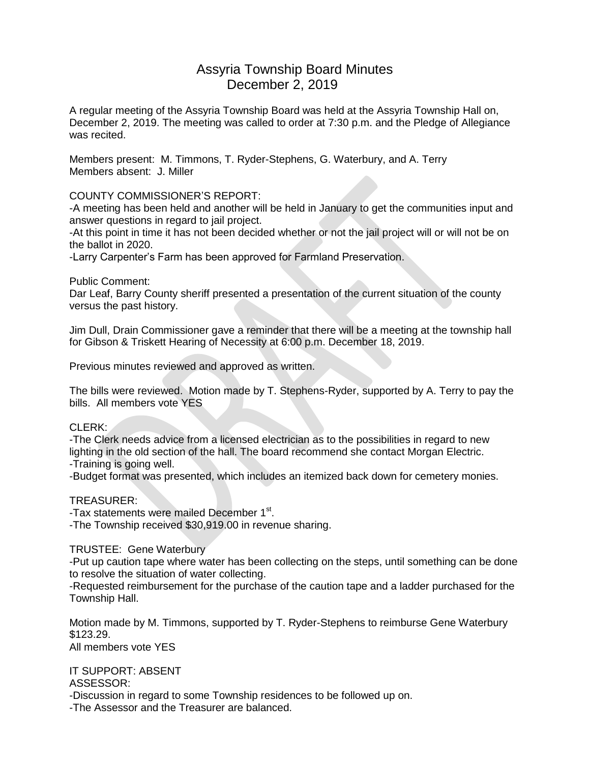# Assyria Township Board Minutes
## December 2, 2019

A regular meeting of the Assyria Township Board was held at the Assyria Township Hall on, December 2, 2019. The meeting was called to order at 7:30 p.m. and the Pledge of Allegiance was recited.

Members present: M. Timmons, T. Ryder-Stephens, G. Waterbury, and A. Terry
Members absent: J. Miller

COUNTY COMMISSIONER'S REPORT:
-A meeting has been held and another will be held in January to get the communities input and answer questions in regard to jail project.
-At this point in time it has not been decided whether or not the jail project will or will not be on the ballot in 2020.
-Larry Carpenter's Farm has been approved for Farmland Preservation.

Public Comment:
Dar Leaf, Barry County sheriff presented a presentation of the current situation of the county versus the past history.

Jim Dull, Drain Commissioner gave a reminder that there will be a meeting at the township hall for Gibson & Triskett Hearing of Necessity at 6:00 p.m. December 18, 2019.

Previous minutes reviewed and approved as written.

The bills were reviewed. Motion made by T. Stephens-Ryder, supported by A. Terry to pay the bills. All members vote YES

CLERK:
-The Clerk needs advice from a licensed electrician as to the possibilities in regard to new lighting in the old section of the hall. The board recommend she contact Morgan Electric.
-Training is going well.
-Budget format was presented, which includes an itemized back down for cemetery monies.

TREASURER:
-Tax statements were mailed December 1st.
-The Township received $30,919.00 in revenue sharing.

TRUSTEE: Gene Waterbury
-Put up caution tape where water has been collecting on the steps, until something can be done to resolve the situation of water collecting.
-Requested reimbursement for the purchase of the caution tape and a ladder purchased for the Township Hall.

Motion made by M. Timmons, supported by T. Ryder-Stephens to reimburse Gene Waterbury $123.29.
All members vote YES

IT SUPPORT: ABSENT
ASSESSOR:
-Discussion in regard to some Township residences to be followed up on.
-The Assessor and the Treasurer are balanced.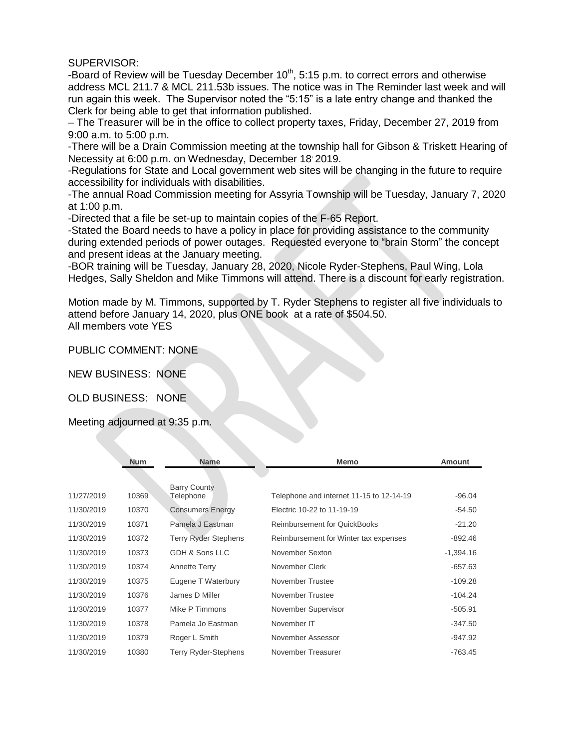SUPERVISOR:

-Board of Review will be Tuesday December 10th, 5:15 p.m. to correct errors and otherwise address MCL 211.7 & MCL 211.53b issues. The notice was in The Reminder last week and will run again this week. The Supervisor noted the "5:15" is a late entry change and thanked the Clerk for being able to get that information published.

– The Treasurer will be in the office to collect property taxes, Friday, December 27, 2019 from 9:00 a.m. to 5:00 p.m.

-There will be a Drain Commission meeting at the township hall for Gibson & Triskett Hearing of Necessity at 6:00 p.m. on Wednesday, December 18, 2019.

-Regulations for State and Local government web sites will be changing in the future to require accessibility for individuals with disabilities.

-The annual Road Commission meeting for Assyria Township will be Tuesday, January 7, 2020 at 1:00 p.m.

-Directed that a file be set-up to maintain copies of the F-65 Report.

-Stated the Board needs to have a policy in place for providing assistance to the community during extended periods of power outages. Requested everyone to "brain Storm" the concept and present ideas at the January meeting.

-BOR training will be Tuesday, January 28, 2020, Nicole Ryder-Stephens, Paul Wing, Lola Hedges, Sally Sheldon and Mike Timmons will attend. There is a discount for early registration.

Motion made by M. Timmons, supported by T. Ryder Stephens to register all five individuals to attend before January 14, 2020, plus ONE book at a rate of $504.50.
All members vote YES

PUBLIC COMMENT: NONE

NEW BUSINESS: NONE

OLD BUSINESS: NONE

Meeting adjourned at 9:35 p.m.

| | Num | Name | Memo | Amount |
|---|---|---|---|---|
| 11/27/2019 | 10369 | Barry County Telephone | Telephone and internet 11-15 to 12-14-19 | -96.04 |
| 11/30/2019 | 10370 | Consumers Energy | Electric 10-22 to 11-19-19 | -54.50 |
| 11/30/2019 | 10371 | Pamela J Eastman | Reimbursement for QuickBooks | -21.20 |
| 11/30/2019 | 10372 | Terry Ryder Stephens | Reimbursement for Winter tax expenses | -892.46 |
| 11/30/2019 | 10373 | GDH & Sons LLC | November Sexton | -1,394.16 |
| 11/30/2019 | 10374 | Annette Terry | November Clerk | -657.63 |
| 11/30/2019 | 10375 | Eugene T Waterbury | November Trustee | -109.28 |
| 11/30/2019 | 10376 | James D Miller | November Trustee | -104.24 |
| 11/30/2019 | 10377 | Mike P Timmons | November Supervisor | -505.91 |
| 11/30/2019 | 10378 | Pamela Jo Eastman | November IT | -347.50 |
| 11/30/2019 | 10379 | Roger L Smith | November Assessor | -947.92 |
| 11/30/2019 | 10380 | Terry Ryder-Stephens | November Treasurer | -763.45 |